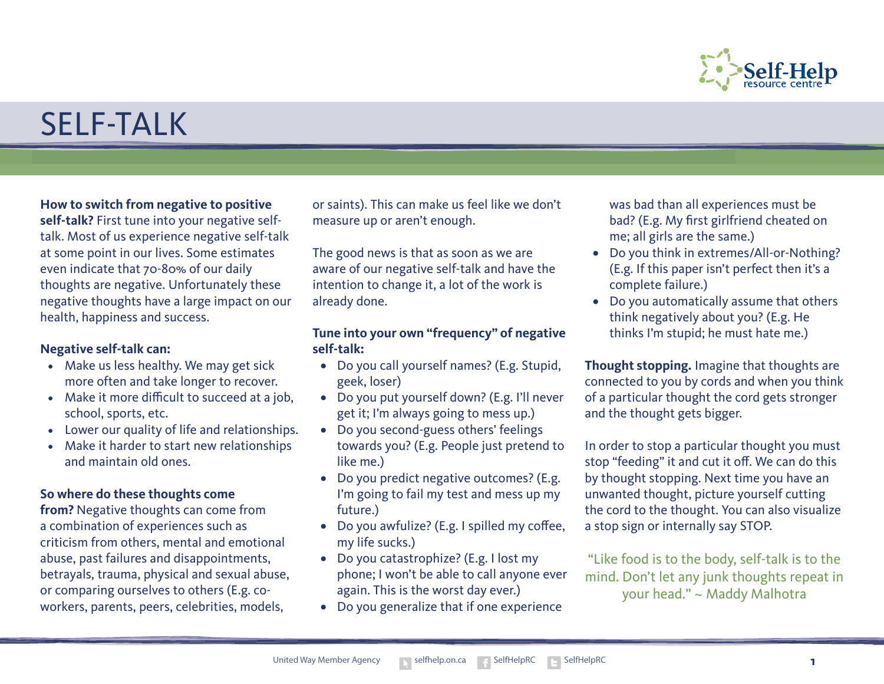# SELF-TALK

**How to switch from negative to positive self-talk?** First tune into your negative self-talk. Most of us experience negative self-talk at some point in our lives. Some estimates even indicate that 70-80% of our daily thoughts are negative. Unfortunately these negative thoughts have a large impact on our health, happiness and success.

**Negative self-talk can:**

- Make us less healthy. We may get sick more often and take longer to recover.
- Make it more difficult to succeed at a job, school, sports, etc.
- Lower our quality of life and relationships.
- Make it harder to start new relationships and maintain old ones.

**So where do these thoughts come from?** Negative thoughts can come from a combination of experiences such as criticism from others, mental and emotional abuse, past failures and disappointments, betrayals, trauma, physical and sexual abuse, or comparing ourselves to others (E.g. co-workers, parents, peers, celebrities, models, or saints). This can make us feel like we don't measure up or aren't enough.

The good news is that as soon as we are aware of our negative self-talk and have the intention to change it, a lot of the work is already done.

**Tune into your own "frequency" of negative self-talk:**

- Do you call yourself names? (E.g. Stupid, geek, loser)
- Do you put yourself down? (E.g. I'll never get it; I'm always going to mess up.)
- Do you second-guess others' feelings towards you? (E.g. People just pretend to like me.)
- Do you predict negative outcomes? (E.g. I'm going to fail my test and mess up my future.)
- Do you awfulize? (E.g. I spilled my coffee, my life sucks.)
- Do you catastrophize? (E.g. I lost my phone; I won't be able to call anyone ever again. This is the worst day ever.)
- Do you generalize that if one experience was bad than all experiences must be bad? (E.g. My first girlfriend cheated on me; all girls are the same.)
- Do you think in extremes/All-or-Nothing? (E.g. If this paper isn't perfect then it's a complete failure.)
- Do you automatically assume that others think negatively about you? (E.g. He thinks I'm stupid; he must hate me.)

**Thought stopping.** Imagine that thoughts are connected to you by cords and when you think of a particular thought the cord gets stronger and the thought gets bigger.

In order to stop a particular thought you must stop "feeding" it and cut it off. We can do this by thought stopping. Next time you have an unwanted thought, picture yourself cutting the cord to the thought. You can also visualize a stop sign or internally say STOP.

"Like food is to the body, self-talk is to the mind. Don't let any junk thoughts repeat in your head." ~ Maddy Malhotra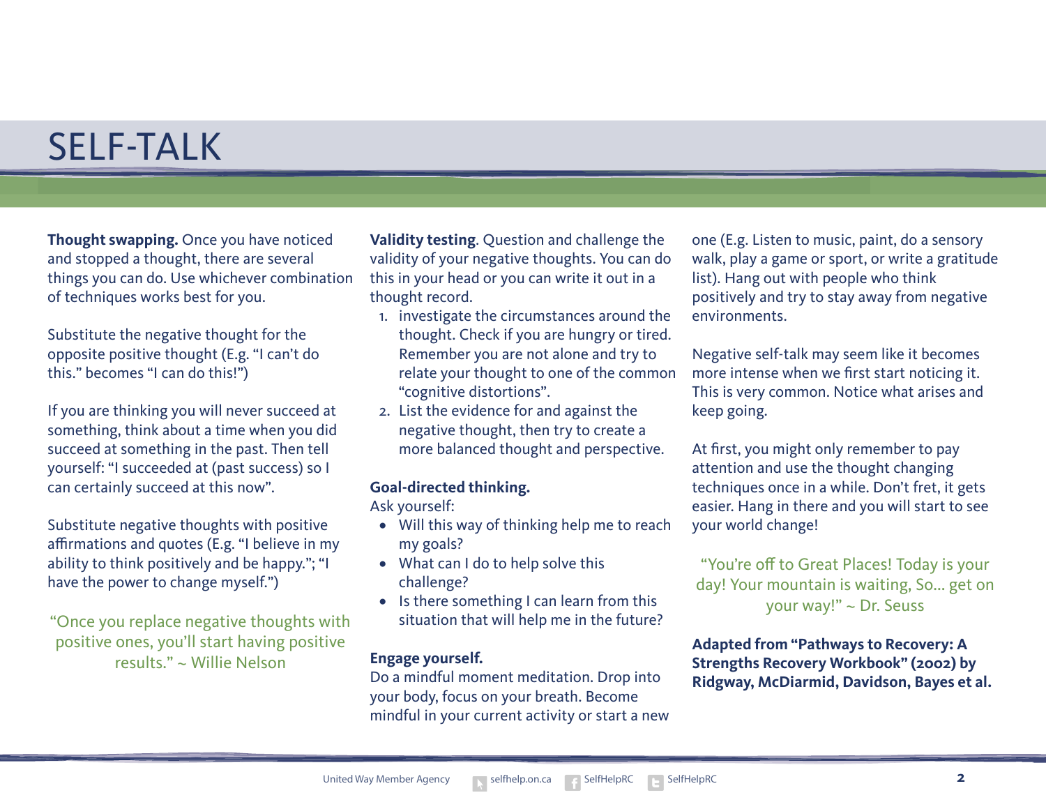# SELF-TALK

**Thought swapping.** Once you have noticed and stopped a thought, there are several things you can do. Use whichever combination of techniques works best for you.

Substitute the negative thought for the opposite positive thought (E.g. "I can't do this." becomes "I can do this!")

If you are thinking you will never succeed at something, think about a time when you did succeed at something in the past. Then tell yourself: "I succeeded at (past success) so I can certainly succeed at this now".

Substitute negative thoughts with positive affirmations and quotes (E.g. "I believe in my ability to think positively and be happy."; "I have the power to change myself.")

"Once you replace negative thoughts with positive ones, you'll start having positive results." ~ Willie Nelson

**Validity testing**. Question and challenge the validity of your negative thoughts. You can do this in your head or you can write it out in a thought record.

1. investigate the circumstances around the thought. Check if you are hungry or tired. Remember you are not alone and try to relate your thought to one of the common "cognitive distortions".
2. List the evidence for and against the negative thought, then try to create a more balanced thought and perspective.

**Goal-directed thinking.**
Ask yourself:

- Will this way of thinking help me to reach my goals?
- What can I do to help solve this challenge?
- Is there something I can learn from this situation that will help me in the future?

**Engage yourself.**
Do a mindful moment meditation. Drop into your body, focus on your breath. Become mindful in your current activity or start a new one (E.g. Listen to music, paint, do a sensory walk, play a game or sport, or write a gratitude list). Hang out with people who think positively and try to stay away from negative environments.

Negative self-talk may seem like it becomes more intense when we first start noticing it. This is very common. Notice what arises and keep going.

At first, you might only remember to pay attention and use the thought changing techniques once in a while. Don't fret, it gets easier. Hang in there and you will start to see your world change!

"You're off to Great Places! Today is your day! Your mountain is waiting, So... get on your way!" ~ Dr. Seuss

**Adapted from "Pathways to Recovery: A Strengths Recovery Workbook" (2002) by Ridgway, McDiarmid, Davidson, Bayes et al.**

United Way Member Agency selfhelp.on.ca SelfHelpRC SelfHelpRC